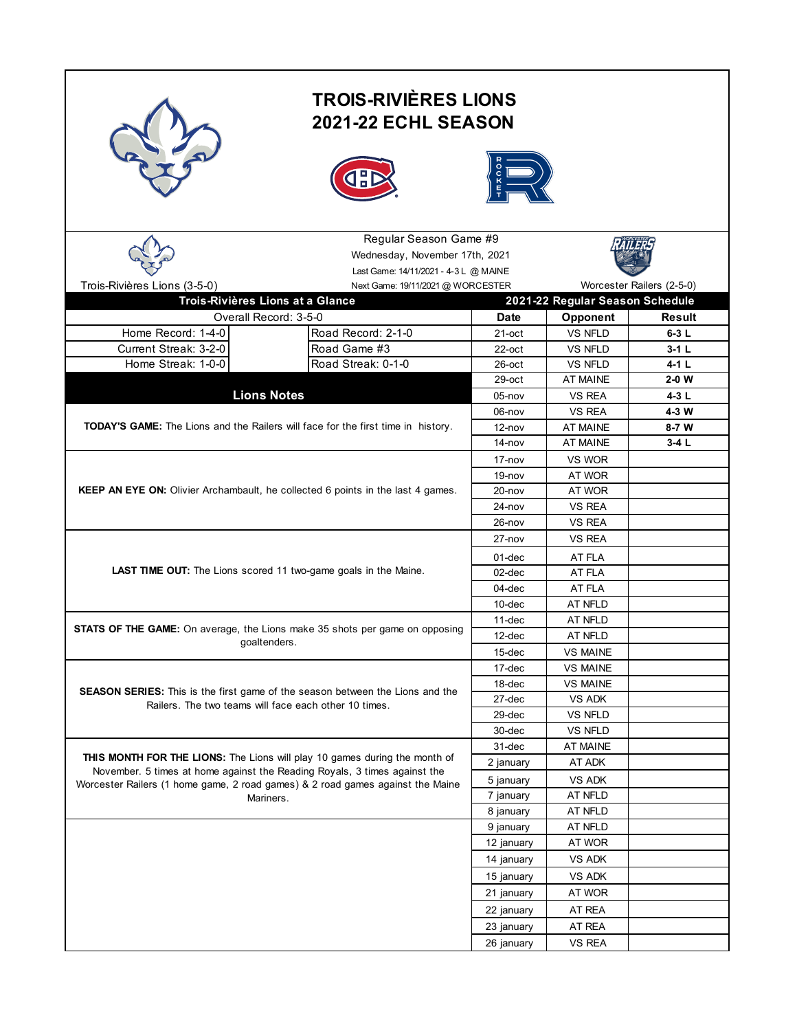# TROIS-RIVIÈRES LIONS
# 2021-22 ECHL SEASON

Regular Season Game #9

Wednesday, November 17th, 2021

Last Game: 14/11/2021 - 4-3 L @ MAINE

Next Game: 19/11/2021 @ WORCESTER

Trois-Rivières Lions (3-5-0)

Worcester Railers (2-5-0)

## Trois-Rivières Lions at a Glance

Overall Record: 3-5-0

| | |
|---|---|
| Home Record: 1-4-0 | Road Record: 2-1-0 |
| Current Streak: 3-2-0 | Road Game #3 |
| Home Streak: 1-0-0 | Road Streak: 0-1-0 |

## Lions Notes

**TODAY'S GAME:** The Lions and the Railers will face for the first time in history.

**KEEP AN EYE ON:** Olivier Archambault, he collected 6 points in the last 4 games.

**LAST TIME OUT:** The Lions scored 11 two-game goals in the Maine.

**STATS OF THE GAME:** On average, the Lions make 35 shots per game on opposing goaltenders.

**SEASON SERIES:** This is the first game of the season between the Lions and the Railers. The two teams will face each other 10 times.

**THIS MONTH FOR THE LIONS:** The Lions will play 10 games during the month of November. 5 times at home against the Reading Royals, 3 times against the Worcester Railers (1 home game, 2 road games) & 2 road games against the Maine Mariners.

## 2021-22 Regular Season Schedule

| Date | Opponent | Result |
|---|---|---|
| 21-oct | VS NFLD | **6-3 L** |
| 22-oct | VS NFLD | **3-1 L** |
| 26-oct | VS NFLD | **4-1 L** |
| 29-oct | AT MAINE | **2-0 W** |
| 05-nov | VS REA | **4-3 L** |
| 06-nov | VS REA | **4-3 W** |
| 12-nov | AT MAINE | **8-7 W** |
| 14-nov | AT MAINE | **3-4 L** |
| 17-nov | VS WOR | |
| 19-nov | AT WOR | |
| 20-nov | AT WOR | |
| 24-nov | VS REA | |
| 26-nov | VS REA | |
| 27-nov | VS REA | |
| 01-dec | AT FLA | |
| 02-dec | AT FLA | |
| 04-dec | AT FLA | |
| 10-dec | AT NFLD | |
| 11-dec | AT NFLD | |
| 12-dec | AT NFLD | |
| 15-dec | VS MAINE | |
| 17-dec | VS MAINE | |
| 18-dec | VS MAINE | |
| 27-dec | VS ADK | |
| 29-dec | VS NFLD | |
| 30-dec | VS NFLD | |
| 31-dec | AT MAINE | |
| 2 january | AT ADK | |
| 5 january | VS ADK | |
| 7 january | AT NFLD | |
| 8 january | AT NFLD | |
| 9 january | AT NFLD | |
| 12 january | AT WOR | |
| 14 january | VS ADK | |
| 15 january | VS ADK | |
| 21 january | AT WOR | |
| 22 january | AT REA | |
| 23 january | AT REA | |
| 26 january | VS REA | |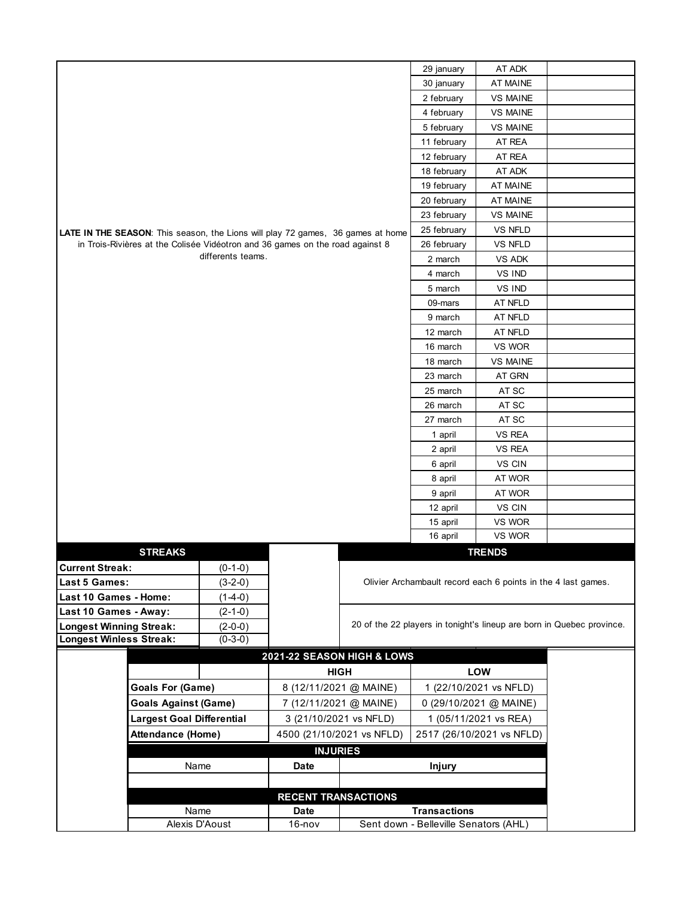**LATE IN THE SEASON**: This season, the Lions will play 72 games, 36 games at home in Trois-Rivières at the Colisée Vidéotron and 36 games on the road against 8 differents teams.

| Date | Opponent | |
|---|---|---|
| 29 january | AT ADK | |
| 30 january | AT MAINE | |
| 2 february | VS MAINE | |
| 4 february | VS MAINE | |
| 5 february | VS MAINE | |
| 11 february | AT REA | |
| 12 february | AT REA | |
| 18 february | AT ADK | |
| 19 february | AT MAINE | |
| 20 february | AT MAINE | |
| 23 february | VS MAINE | |
| 25 february | VS NFLD | |
| 26 february | VS NFLD | |
| 2 march | VS ADK | |
| 4 march | VS IND | |
| 5 march | VS IND | |
| 09-mars | AT NFLD | |
| 9 march | AT NFLD | |
| 12 march | AT NFLD | |
| 16 march | VS WOR | |
| 18 march | VS MAINE | |
| 23 march | AT GRN | |
| 25 march | AT SC | |
| 26 march | AT SC | |
| 27 march | AT SC | |
| 1 april | VS REA | |
| 2 april | VS REA | |
| 6 april | VS CIN | |
| 8 april | AT WOR | |
| 9 april | AT WOR | |
| 12 april | VS CIN | |
| 15 april | VS WOR | |
| 16 april | VS WOR | |

## STREAKS

| | |
|---|---|
| **Current Streak:** | (0-1-0) |
| **Last 5 Games:** | (3-2-0) |
| **Last 10 Games - Home:** | (1-4-0) |
| **Last 10 Games - Away:** | (2-1-0) |
| **Longest Winning Streak:** | (2-0-0) |
| **Longest Winless Streak:** | (0-3-0) |

## TRENDS

Olivier Archambault record each 6 points in the 4 last games.

20 of the 22 players in tonight's lineup are born in Quebec province.

## 2021-22 SEASON HIGH & LOWS

| | HIGH | LOW |
|---|---|---|
| **Goals For (Game)** | 8 (12/11/2021 @ MAINE) | 1 (22/10/2021 vs NFLD) |
| **Goals Against (Game)** | 7 (12/11/2021 @ MAINE) | 0 (29/10/2021 @ MAINE) |
| **Largest Goal Differential** | 3 (21/10/2021 vs NFLD) | 1 (05/11/2021 vs REA) |
| **Attendance (Home)** | 4500 (21/10/2021 vs NFLD) | 2517 (26/10/2021 vs NFLD) |

## INJURIES

| Name | Date | Injury |
|---|---|---|
| | | |

## RECENT TRANSACTIONS

| Name | Date | Transactions |
|---|---|---|
| Alexis D'Aoust | 16-nov | Sent down - Belleville Senators (AHL) |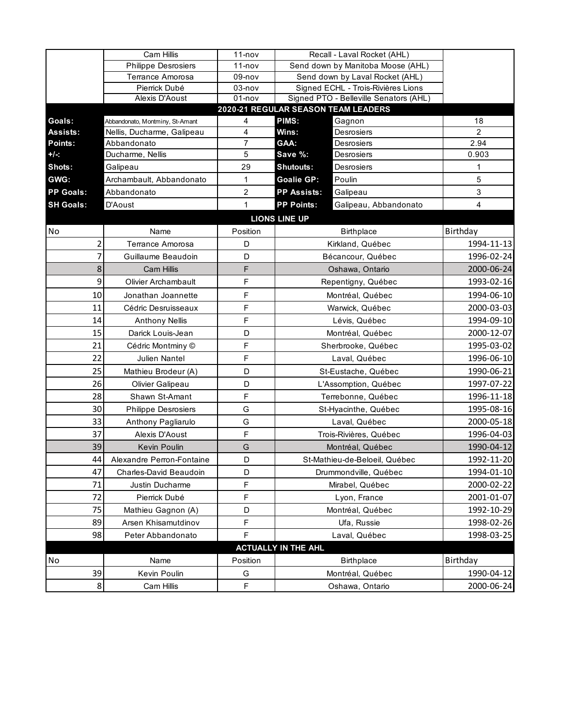| | | | | |
|---|---|---|---|---|
| | Cam Hillis | 11-nov | Recall - Laval Rocket (AHL) | |
| | Philippe Desrosiers | 11-nov | Send down by Manitoba Moose (AHL) | |
| | Terrance Amorosa | 09-nov | Send down by Laval Rocket (AHL) | |
| | Pierrick Dubé | 03-nov | Signed ECHL - Trois-Rivières Lions | |
| | Alexis D'Aoust | 01-nov | Signed PTO - Belleville Senators (AHL) | |

## 2020-21 REGULAR SEASON TEAM LEADERS

| | | | | | |
|---|---|---|---|---|---|
| **Goals:** | Abbandonato, Montminy, St-Amant | 4 | **PIMS:** | Gagnon | 18 |
| **Assists:** | Nellis, Ducharme, Galipeau | 4 | **Wins:** | Desrosiers | 2 |
| **Points:** | Abbandonato | 7 | **GAA:** | Desrosiers | 2.94 |
| **+/-:** | Ducharme, Nellis | 5 | **Save %:** | Desrosiers | 0.903 |
| **Shots:** | Galipeau | 29 | **Shutouts:** | Desrosiers | 1 |
| **GWG:** | Archambault, Abbandonato | 1 | **Goalie GP:** | Poulin | 5 |
| **PP Goals:** | Abbandonato | 2 | **PP Assists:** | Galipeau | 3 |
| **SH Goals:** | D'Aoust | 1 | **PP Points:** | Galipeau, Abbandonato | 4 |

## LIONS LINE UP

| No | Name | Position | Birthplace | Birthday |
|---|---|---|---|---|
| 2 | Terrance Amorosa | D | Kirkland, Québec | 1994-11-13 |
| 7 | Guillaume Beaudoin | D | Bécancour, Québec | 1996-02-24 |
| 8 | Cam Hillis | F | Oshawa, Ontario | 2000-06-24 |
| 9 | Olivier Archambault | F | Repentigny, Québec | 1993-02-16 |
| 10 | Jonathan Joannette | F | Montréal, Québec | 1994-06-10 |
| 11 | Cédric Desruisseaux | F | Warwick, Québec | 2000-03-03 |
| 14 | Anthony Nellis | F | Lévis, Québec | 1994-09-10 |
| 15 | Darick Louis-Jean | D | Montréal, Québec | 2000-12-07 |
| 21 | Cédric Montminy © | F | Sherbrooke, Québec | 1995-03-02 |
| 22 | Julien Nantel | F | Laval, Québec | 1996-06-10 |
| 25 | Mathieu Brodeur (A) | D | St-Eustache, Québec | 1990-06-21 |
| 26 | Olivier Galipeau | D | L'Assomption, Québec | 1997-07-22 |
| 28 | Shawn St-Amant | F | Terrebonne, Québec | 1996-11-18 |
| 30 | Philippe Desrosiers | G | St-Hyacinthe, Québec | 1995-08-16 |
| 33 | Anthony Pagliarulo | G | Laval, Québec | 2000-05-18 |
| 37 | Alexis D'Aoust | F | Trois-Rivières, Québec | 1996-04-03 |
| 39 | Kevin Poulin | G | Montréal, Québec | 1990-04-12 |
| 44 | Alexandre Perron-Fontaine | D | St-Mathieu-de-Beloeil, Québec | 1992-11-20 |
| 47 | Charles-David Beaudoin | D | Drummondville, Québec | 1994-01-10 |
| 71 | Justin Ducharme | F | Mirabel, Québec | 2000-02-22 |
| 72 | Pierrick Dubé | F | Lyon, France | 2001-01-07 |
| 75 | Mathieu Gagnon (A) | D | Montréal, Québec | 1992-10-29 |
| 89 | Arsen Khisamutdinov | F | Ufa, Russie | 1998-02-26 |
| 98 | Peter Abbandonato | F | Laval, Québec | 1998-03-25 |

## ACTUALLY IN THE AHL

| No | Name | Position | Birthplace | Birthday |
|---|---|---|---|---|
| 39 | Kevin Poulin | G | Montréal, Québec | 1990-04-12 |
| 8 | Cam Hillis | F | Oshawa, Ontario | 2000-06-24 |